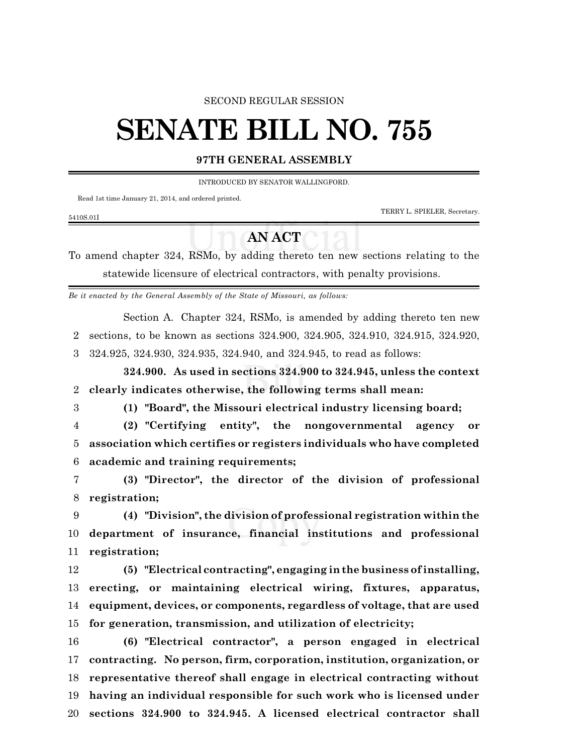SECOND REGULAR SESSION

# SENATE BILL NO. 755

**97TH GENERAL ASSEMBLY**

INTRODUCED BY SENATOR WALLINGFORD.

Read 1st time January 21, 2014, and ordered printed.

TERRY L. SPIELER, Secretary.

5410S.01I

## AN ACT

To amend chapter 324, RSMo, by adding thereto ten new sections relating to the statewide licensure of electrical contractors, with penalty provisions.

*Be it enacted by the General Assembly of the State of Missouri, as follows:*

Section A. Chapter 324, RSMo, is amended by adding thereto ten new sections, to be known as sections 324.900, 324.905, 324.910, 324.915, 324.920, 324.925, 324.930, 324.935, 324.940, and 324.945, to read as follows:

**324.900. As used in sections 324.900 to 324.945, unless the context clearly indicates otherwise, the following terms shall mean:**

**(1) "Board", the Missouri electrical industry licensing board;**

**(2) "Certifying entity", the nongovernmental agency or association which certifies or registers individuals who have completed academic and training requirements;**

**(3) "Director", the director of the division of professional registration;**

**(4) "Division", the division of professional registration within the department of insurance, financial institutions and professional registration;**

**(5) "Electrical contracting", engaging in the business of installing, erecting, or maintaining electrical wiring, fixtures, apparatus, equipment, devices, or components, regardless of voltage, that are used for generation, transmission, and utilization of electricity;**

**(6) "Electrical contractor", a person engaged in electrical contracting. No person, firm, corporation, institution, organization, or representative thereof shall engage in electrical contracting without having an individual responsible for such work who is licensed under sections 324.900 to 324.945. A licensed electrical contractor shall**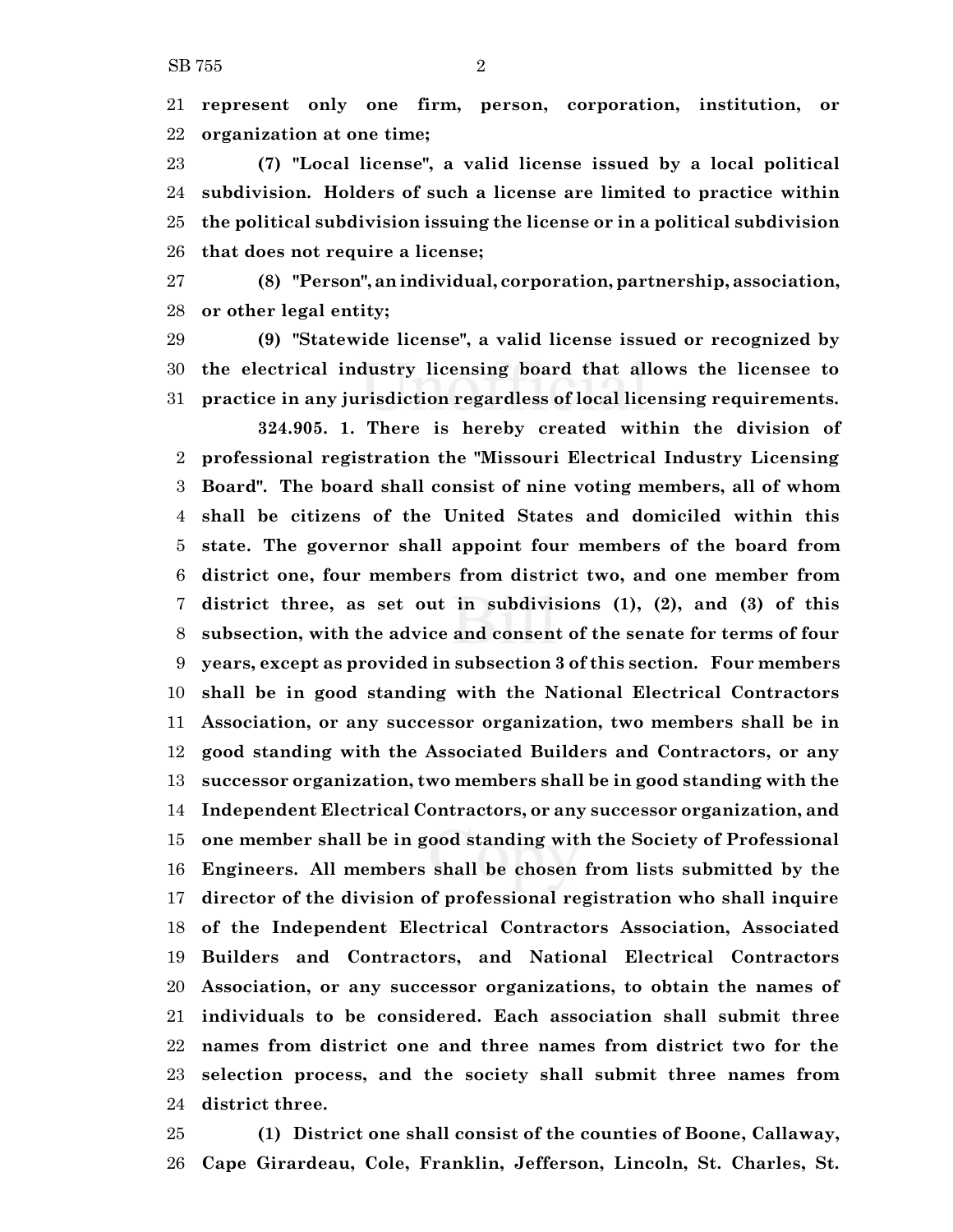**represent only one firm, person, corporation, institution, or organization at one time;**

**(7) "Local license", a valid license issued by a local political subdivision. Holders of such a license are limited to practice within the political subdivision issuing the license or in a political subdivision that does not require a license;**

**(8) "Person", an individual, corporation, partnership, association, or other legal entity;**

**(9) "Statewide license", a valid license issued or recognized by the electrical industry licensing board that allows the licensee to practice in any jurisdiction regardless of local licensing requirements.**

**324.905. 1. There is hereby created within the division of professional registration the "Missouri Electrical Industry Licensing Board". The board shall consist of nine voting members, all of whom shall be citizens of the United States and domiciled within this state. The governor shall appoint four members of the board from district one, four members from district two, and one member from district three, as set out in subdivisions (1), (2), and (3) of this subsection, with the advice and consent of the senate for terms of four years, except as provided in subsection 3 of this section. Four members shall be in good standing with the National Electrical Contractors Association, or any successor organization, two members shall be in good standing with the Associated Builders and Contractors, or any successor organization, two members shall be in good standing with the Independent Electrical Contractors, or any successor organization, and one member shall be in good standing with the Society of Professional Engineers. All members shall be chosen from lists submitted by the director of the division of professional registration who shall inquire of the Independent Electrical Contractors Association, Associated Builders and Contractors, and National Electrical Contractors Association, or any successor organizations, to obtain the names of individuals to be considered. Each association shall submit three names from district one and three names from district two for the selection process, and the society shall submit three names from district three.**

**(1) District one shall consist of the counties of Boone, Callaway, Cape Girardeau, Cole, Franklin, Jefferson, Lincoln, St. Charles, St.**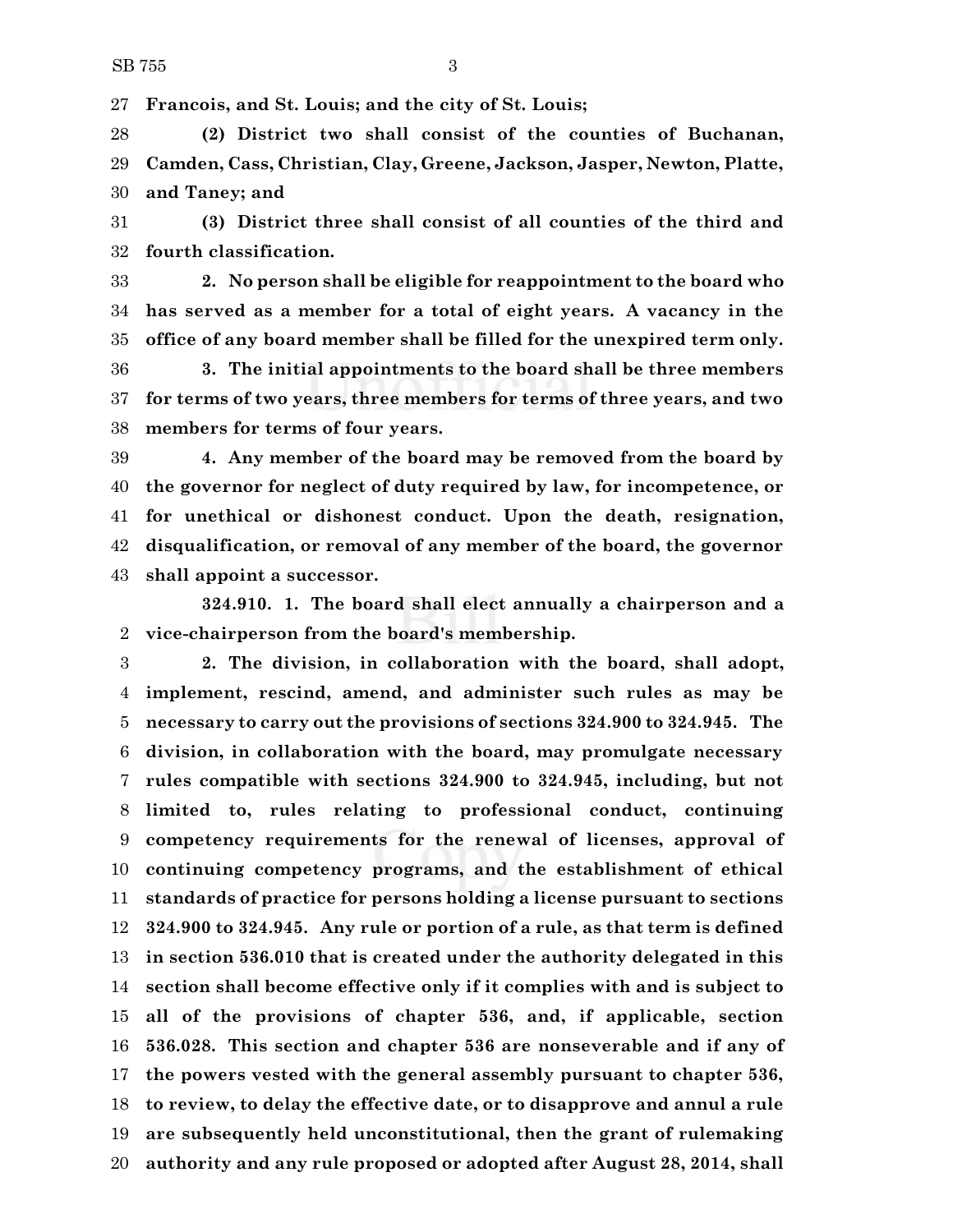**Francois, and St. Louis; and the city of St. Louis;**

**(2) District two shall consist of the counties of Buchanan, Camden, Cass, Christian, Clay, Greene, Jackson, Jasper, Newton, Platte, and Taney; and**

**(3) District three shall consist of all counties of the third and fourth classification.**

**2. No person shall be eligible for reappointment to the board who has served as a member for a total of eight years. A vacancy in the office of any board member shall be filled for the unexpired term only.**

**3. The initial appointments to the board shall be three members for terms of two years, three members for terms of three years, and two members for terms of four years.**

**4. Any member of the board may be removed from the board by the governor for neglect of duty required by law, for incompetence, or for unethical or dishonest conduct. Upon the death, resignation, disqualification, or removal of any member of the board, the governor shall appoint a successor.**

**324.910. 1. The board shall elect annually a chairperson and a vice-chairperson from the board's membership.**

**2. The division, in collaboration with the board, shall adopt, implement, rescind, amend, and administer such rules as may be necessary to carry out the provisions of sections 324.900 to 324.945. The division, in collaboration with the board, may promulgate necessary rules compatible with sections 324.900 to 324.945, including, but not limited to, rules relating to professional conduct, continuing competency requirements for the renewal of licenses, approval of continuing competency programs, and the establishment of ethical standards of practice for persons holding a license pursuant to sections 324.900 to 324.945. Any rule or portion of a rule, as that term is defined in section 536.010 that is created under the authority delegated in this section shall become effective only if it complies with and is subject to all of the provisions of chapter 536, and, if applicable, section 536.028. This section and chapter 536 are nonseverable and if any of the powers vested with the general assembly pursuant to chapter 536, to review, to delay the effective date, or to disapprove and annul a rule are subsequently held unconstitutional, then the grant of rulemaking authority and any rule proposed or adopted after August 28, 2014, shall**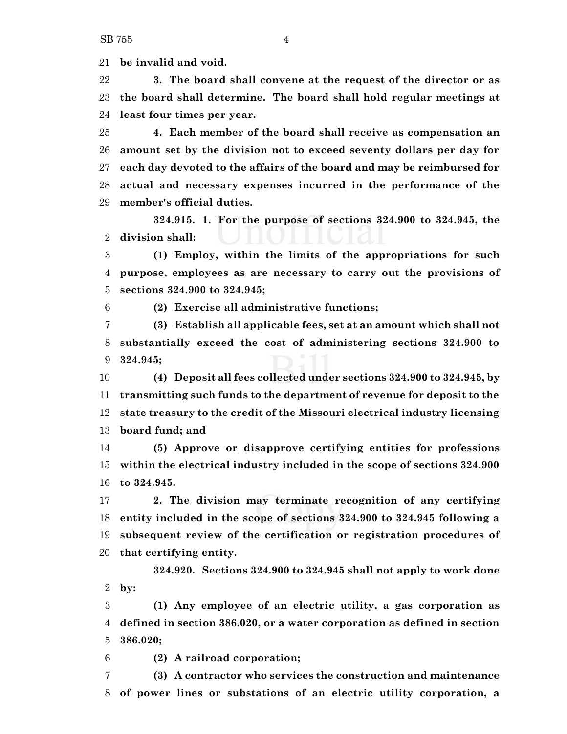**be invalid and void.**

**3. The board shall convene at the request of the director or as the board shall determine. The board shall hold regular meetings at least four times per year.**

**4. Each member of the board shall receive as compensation an amount set by the division not to exceed seventy dollars per day for each day devoted to the affairs of the board and may be reimbursed for actual and necessary expenses incurred in the performance of the member's official duties.**

**324.915. 1. For the purpose of sections 324.900 to 324.945, the division shall:**

**(1) Employ, within the limits of the appropriations for such purpose, employees as are necessary to carry out the provisions of sections 324.900 to 324.945;**

**(2) Exercise all administrative functions;**

**(3) Establish all applicable fees, set at an amount which shall not substantially exceed the cost of administering sections 324.900 to 324.945;**

**(4) Deposit all fees collected under sections 324.900 to 324.945, by transmitting such funds to the department of revenue for deposit to the state treasury to the credit of the Missouri electrical industry licensing board fund; and**

**(5) Approve or disapprove certifying entities for professions within the electrical industry included in the scope of sections 324.900 to 324.945.**

**2. The division may terminate recognition of any certifying entity included in the scope of sections 324.900 to 324.945 following a subsequent review of the certification or registration procedures of that certifying entity.**

**324.920. Sections 324.900 to 324.945 shall not apply to work done by:**

**(1) Any employee of an electric utility, a gas corporation as defined in section 386.020, or a water corporation as defined in section 386.020;**

**(2) A railroad corporation;**

**(3) A contractor who services the construction and maintenance of power lines or substations of an electric utility corporation, a**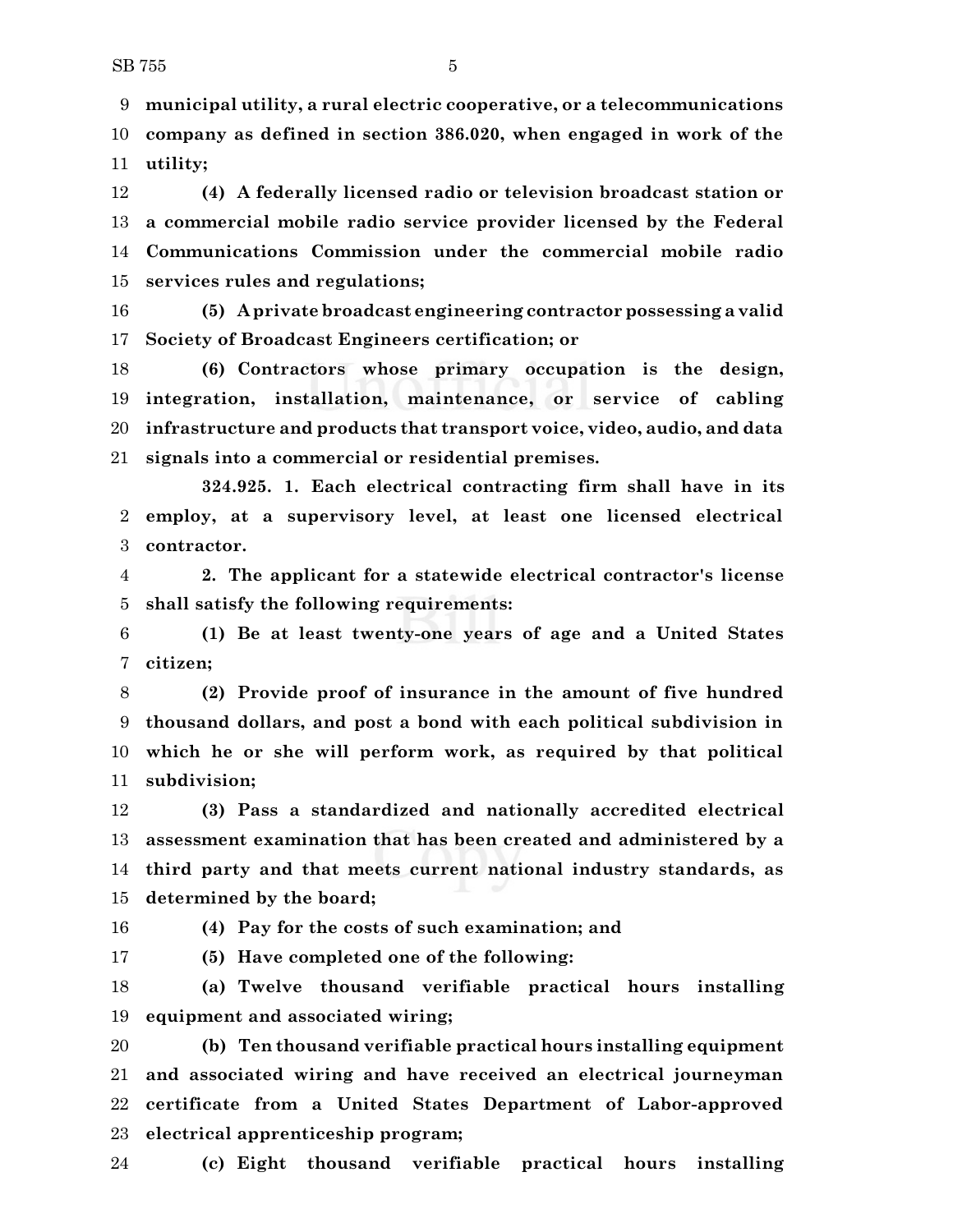**municipal utility, a rural electric cooperative, or a telecommunications company as defined in section 386.020, when engaged in work of the utility;**

**(4) A federally licensed radio or television broadcast station or a commercial mobile radio service provider licensed by the Federal Communications Commission under the commercial mobile radio services rules and regulations;**

**(5) A private broadcast engineering contractor possessing a valid Society of Broadcast Engineers certification; or**

**(6) Contractors whose primary occupation is the design, integration, installation, maintenance, or service of cabling infrastructure and products that transport voice, video, audio, and data signals into a commercial or residential premises.**

**324.925. 1. Each electrical contracting firm shall have in its employ, at a supervisory level, at least one licensed electrical contractor.**

**2. The applicant for a statewide electrical contractor's license shall satisfy the following requirements:**

**(1) Be at least twenty-one years of age and a United States citizen;**

**(2) Provide proof of insurance in the amount of five hundred thousand dollars, and post a bond with each political subdivision in which he or she will perform work, as required by that political subdivision;**

**(3) Pass a standardized and nationally accredited electrical assessment examination that has been created and administered by a third party and that meets current national industry standards, as determined by the board;**

**(4) Pay for the costs of such examination; and**

**(5) Have completed one of the following:**

**(a) Twelve thousand verifiable practical hours installing equipment and associated wiring;**

**(b) Ten thousand verifiable practical hours installing equipment and associated wiring and have received an electrical journeyman certificate from a United States Department of Labor-approved electrical apprenticeship program;**

**(c) Eight thousand verifiable practical hours installing**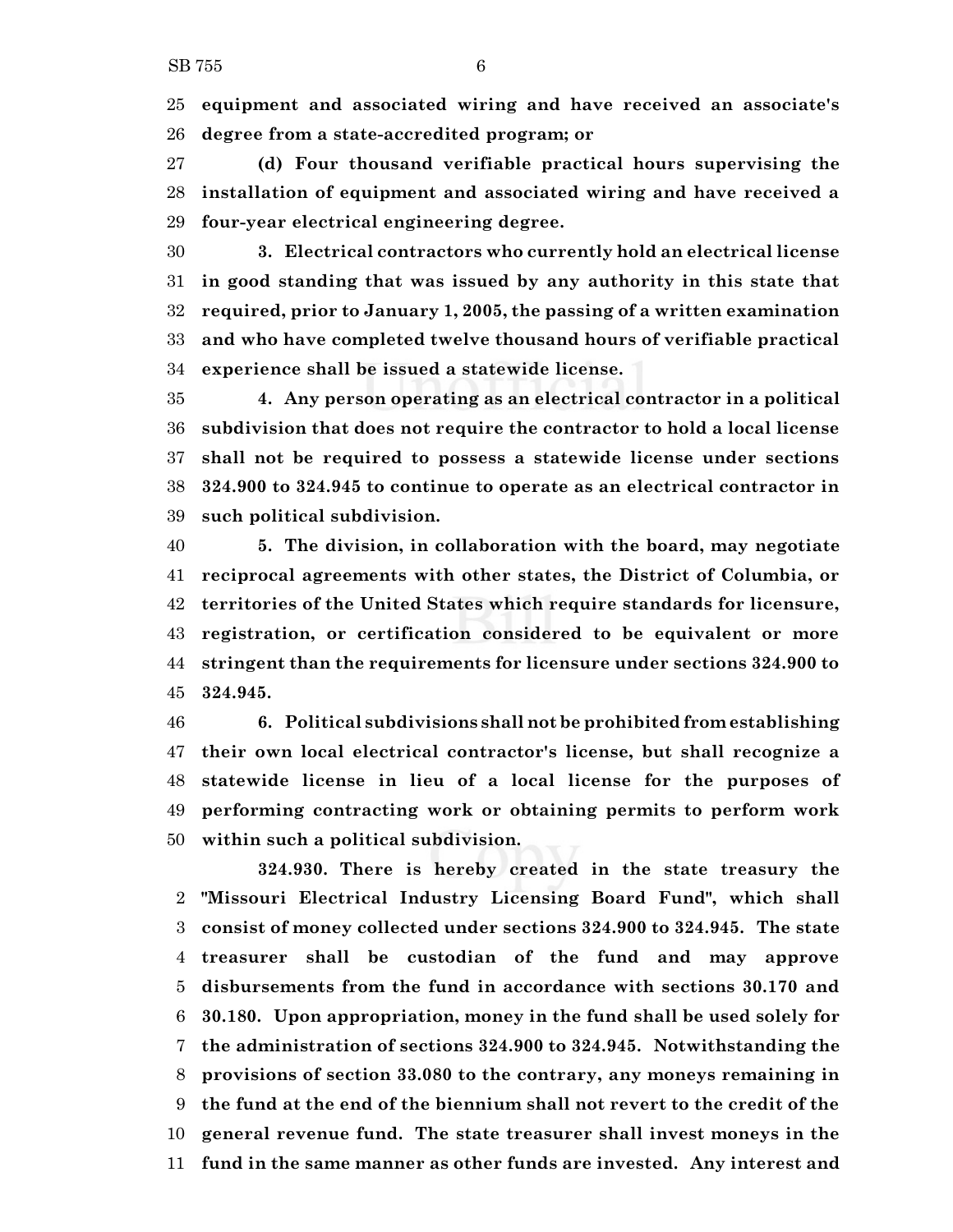**equipment and associated wiring and have received an associate's degree from a state-accredited program; or**

**(d) Four thousand verifiable practical hours supervising the installation of equipment and associated wiring and have received a four-year electrical engineering degree.**

**3. Electrical contractors who currently hold an electrical license in good standing that was issued by any authority in this state that required, prior to January 1, 2005, the passing of a written examination and who have completed twelve thousand hours of verifiable practical experience shall be issued a statewide license.**

**4. Any person operating as an electrical contractor in a political subdivision that does not require the contractor to hold a local license shall not be required to possess a statewide license under sections 324.900 to 324.945 to continue to operate as an electrical contractor in such political subdivision.**

**5. The division, in collaboration with the board, may negotiate reciprocal agreements with other states, the District of Columbia, or territories of the United States which require standards for licensure, registration, or certification considered to be equivalent or more stringent than the requirements for licensure under sections 324.900 to 324.945.**

**6. Political subdivisions shall not be prohibited from establishing their own local electrical contractor's license, but shall recognize a statewide license in lieu of a local license for the purposes of performing contracting work or obtaining permits to perform work within such a political subdivision.**

**324.930. There is hereby created in the state treasury the "Missouri Electrical Industry Licensing Board Fund", which shall consist of money collected under sections 324.900 to 324.945. The state treasurer shall be custodian of the fund and may approve disbursements from the fund in accordance with sections 30.170 and 30.180. Upon appropriation, money in the fund shall be used solely for the administration of sections 324.900 to 324.945. Notwithstanding the provisions of section 33.080 to the contrary, any moneys remaining in the fund at the end of the biennium shall not revert to the credit of the general revenue fund. The state treasurer shall invest moneys in the fund in the same manner as other funds are invested. Any interest and**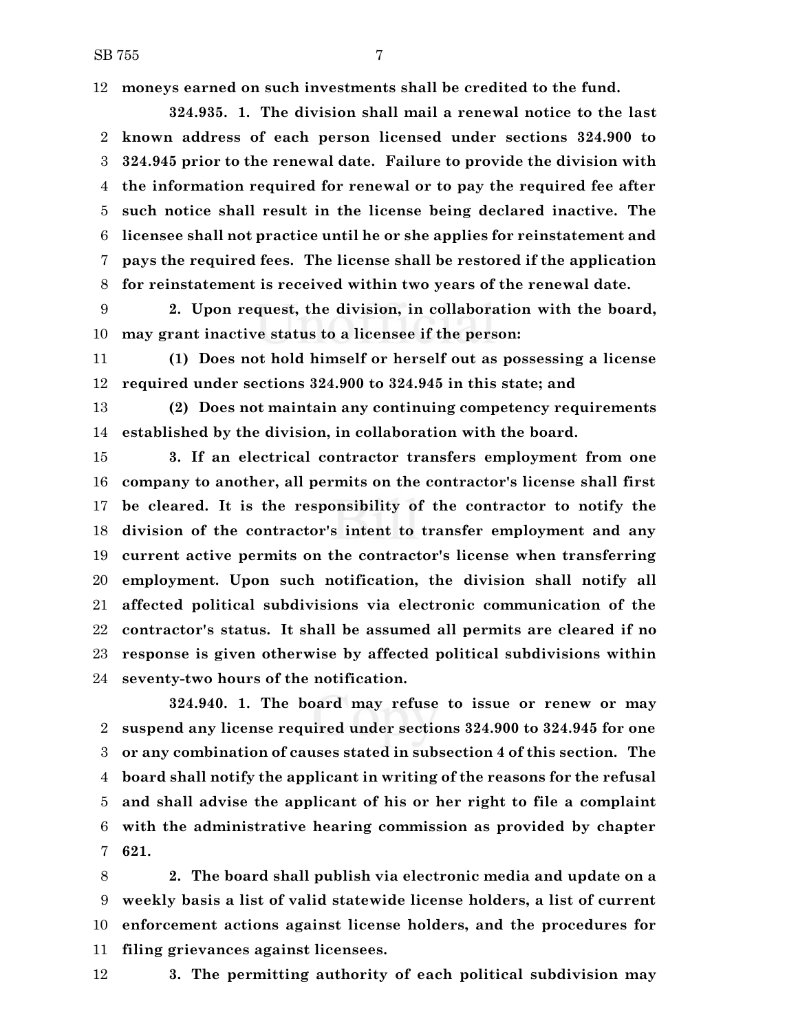**moneys earned on such investments shall be credited to the fund.**

**324.935. 1. The division shall mail a renewal notice to the last known address of each person licensed under sections 324.900 to 324.945 prior to the renewal date. Failure to provide the division with the information required for renewal or to pay the required fee after such notice shall result in the license being declared inactive. The licensee shall not practice until he or she applies for reinstatement and pays the required fees. The license shall be restored if the application for reinstatement is received within two years of the renewal date.**

**2. Upon request, the division, in collaboration with the board, may grant inactive status to a licensee if the person:**

**(1) Does not hold himself or herself out as possessing a license required under sections 324.900 to 324.945 in this state; and**

**(2) Does not maintain any continuing competency requirements established by the division, in collaboration with the board.**

**3. If an electrical contractor transfers employment from one company to another, all permits on the contractor's license shall first be cleared. It is the responsibility of the contractor to notify the division of the contractor's intent to transfer employment and any current active permits on the contractor's license when transferring employment. Upon such notification, the division shall notify all affected political subdivisions via electronic communication of the contractor's status. It shall be assumed all permits are cleared if no response is given otherwise by affected political subdivisions within seventy-two hours of the notification.**

**324.940. 1. The board may refuse to issue or renew or may suspend any license required under sections 324.900 to 324.945 for one or any combination of causes stated in subsection 4 of this section. The board shall notify the applicant in writing of the reasons for the refusal and shall advise the applicant of his or her right to file a complaint with the administrative hearing commission as provided by chapter 621.**

**2. The board shall publish via electronic media and update on a weekly basis a list of valid statewide license holders, a list of current enforcement actions against license holders, and the procedures for filing grievances against licensees.**

**3. The permitting authority of each political subdivision may**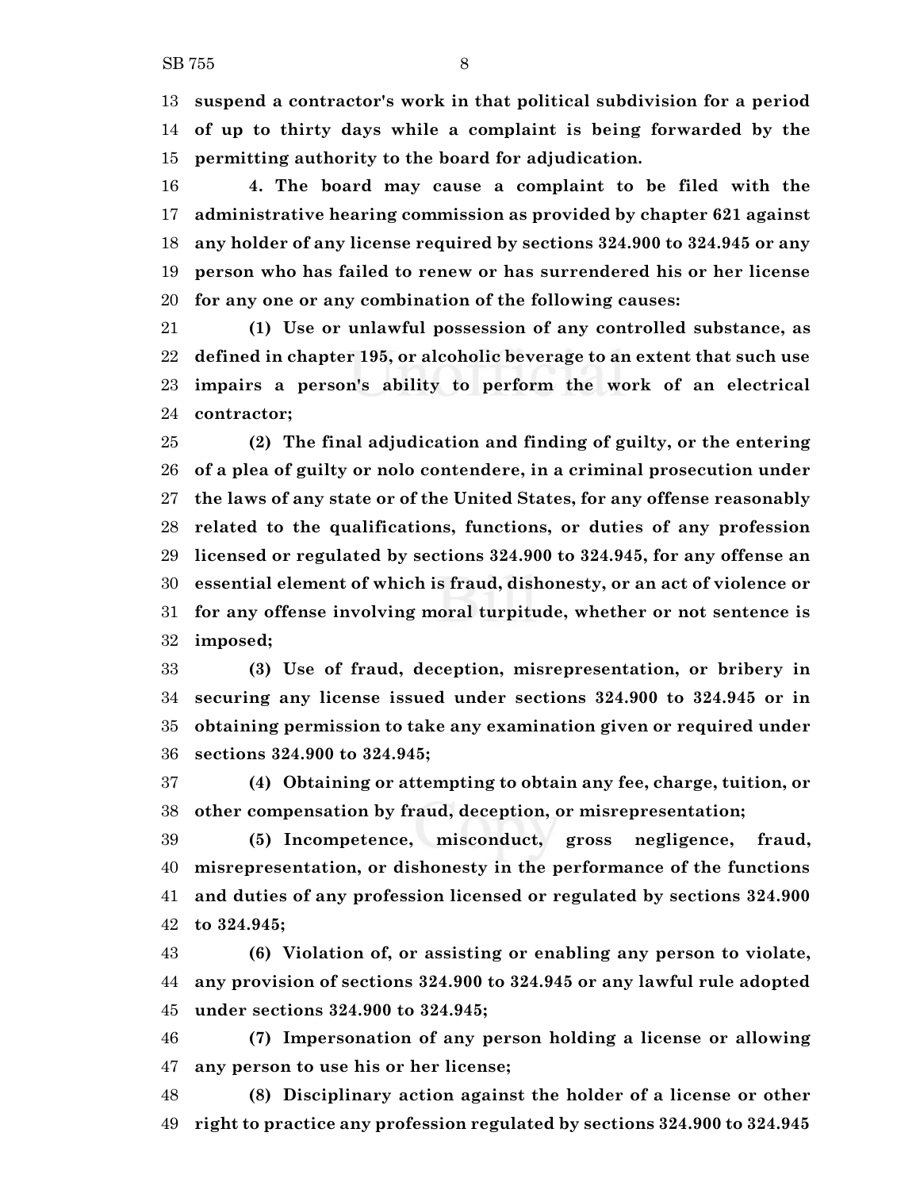**suspend a contractor's work in that political subdivision for a period of up to thirty days while a complaint is being forwarded by the permitting authority to the board for adjudication.**

**4. The board may cause a complaint to be filed with the administrative hearing commission as provided by chapter 621 against any holder of any license required by sections 324.900 to 324.945 or any person who has failed to renew or has surrendered his or her license for any one or any combination of the following causes:**

**(1) Use or unlawful possession of any controlled substance, as defined in chapter 195, or alcoholic beverage to an extent that such use impairs a person's ability to perform the work of an electrical contractor;**

**(2) The final adjudication and finding of guilty, or the entering of a plea of guilty or nolo contendere, in a criminal prosecution under the laws of any state or of the United States, for any offense reasonably related to the qualifications, functions, or duties of any profession licensed or regulated by sections 324.900 to 324.945, for any offense an essential element of which is fraud, dishonesty, or an act of violence or for any offense involving moral turpitude, whether or not sentence is imposed;**

**(3) Use of fraud, deception, misrepresentation, or bribery in securing any license issued under sections 324.900 to 324.945 or in obtaining permission to take any examination given or required under sections 324.900 to 324.945;**

**(4) Obtaining or attempting to obtain any fee, charge, tuition, or other compensation by fraud, deception, or misrepresentation;**

**(5) Incompetence, misconduct, gross negligence, fraud, misrepresentation, or dishonesty in the performance of the functions and duties of any profession licensed or regulated by sections 324.900 to 324.945;**

**(6) Violation of, or assisting or enabling any person to violate, any provision of sections 324.900 to 324.945 or any lawful rule adopted under sections 324.900 to 324.945;**

**(7) Impersonation of any person holding a license or allowing any person to use his or her license;**

**(8) Disciplinary action against the holder of a license or other right to practice any profession regulated by sections 324.900 to 324.945**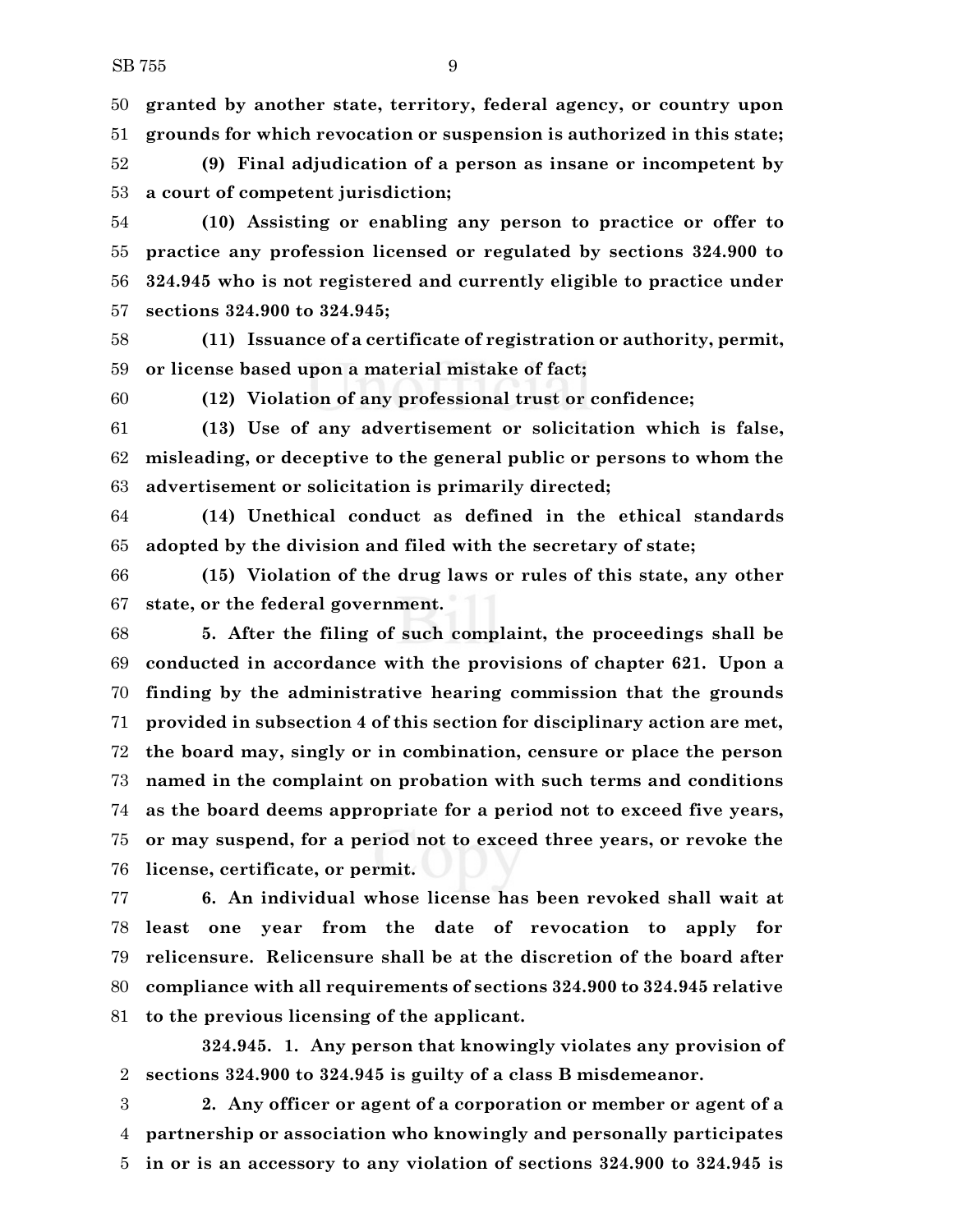**granted by another state, territory, federal agency, or country upon grounds for which revocation or suspension is authorized in this state;**

**(9) Final adjudication of a person as insane or incompetent by a court of competent jurisdiction;**

**(10) Assisting or enabling any person to practice or offer to practice any profession licensed or regulated by sections 324.900 to 324.945 who is not registered and currently eligible to practice under sections 324.900 to 324.945;**

**(11) Issuance of a certificate of registration or authority, permit, or license based upon a material mistake of fact;**

**(12) Violation of any professional trust or confidence;**

**(13) Use of any advertisement or solicitation which is false, misleading, or deceptive to the general public or persons to whom the advertisement or solicitation is primarily directed;**

**(14) Unethical conduct as defined in the ethical standards adopted by the division and filed with the secretary of state;**

**(15) Violation of the drug laws or rules of this state, any other state, or the federal government.**

**5. After the filing of such complaint, the proceedings shall be conducted in accordance with the provisions of chapter 621. Upon a finding by the administrative hearing commission that the grounds provided in subsection 4 of this section for disciplinary action are met, the board may, singly or in combination, censure or place the person named in the complaint on probation with such terms and conditions as the board deems appropriate for a period not to exceed five years, or may suspend, for a period not to exceed three years, or revoke the license, certificate, or permit.**

**6. An individual whose license has been revoked shall wait at least one year from the date of revocation to apply for relicensure. Relicensure shall be at the discretion of the board after compliance with all requirements of sections 324.900 to 324.945 relative to the previous licensing of the applicant.**

**324.945. 1. Any person that knowingly violates any provision of sections 324.900 to 324.945 is guilty of a class B misdemeanor.**

**2. Any officer or agent of a corporation or member or agent of a partnership or association who knowingly and personally participates in or is an accessory to any violation of sections 324.900 to 324.945 is**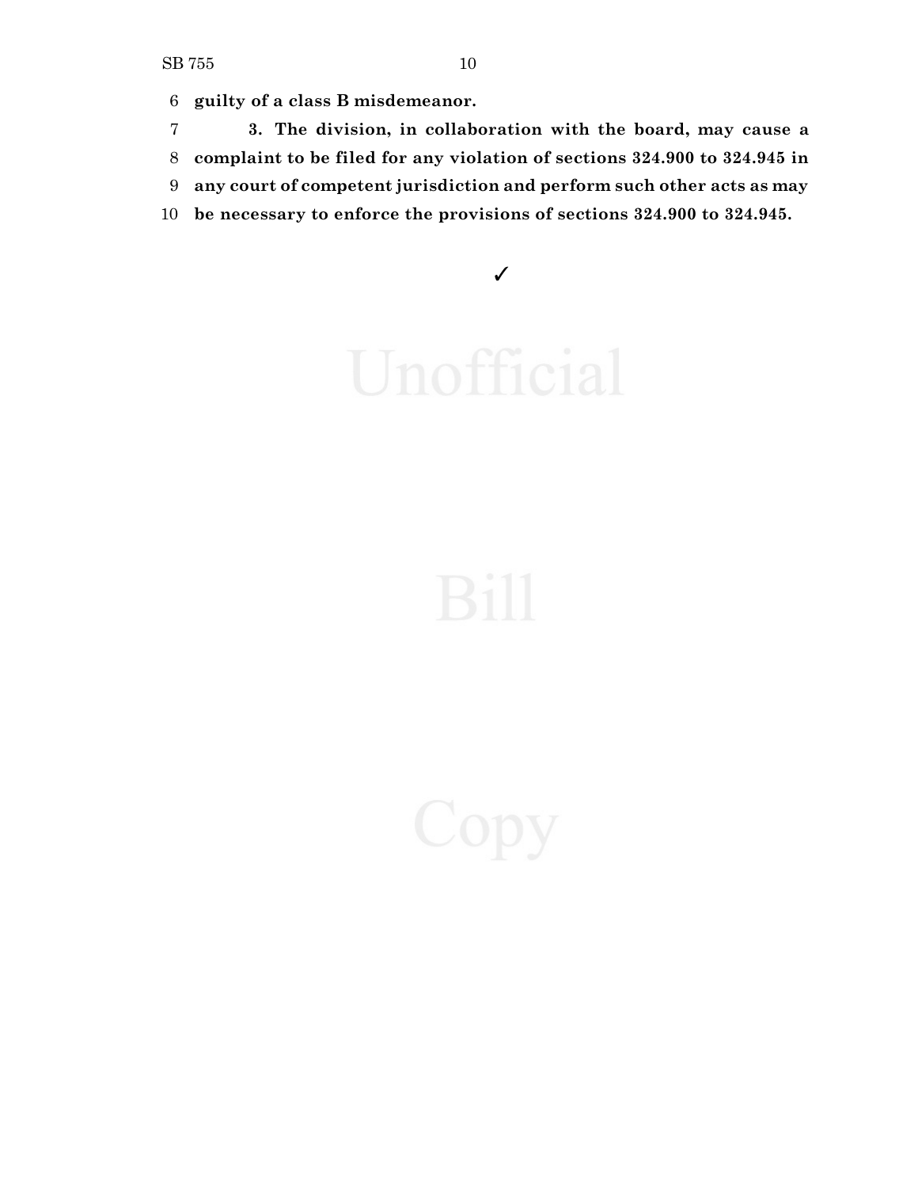**guilty of a class B misdemeanor.**

**3. The division, in collaboration with the board, may cause a complaint to be filed for any violation of sections 324.900 to 324.945 in any court of competent jurisdiction and perform such other acts as may be necessary to enforce the provisions of sections 324.900 to 324.945.**

✓